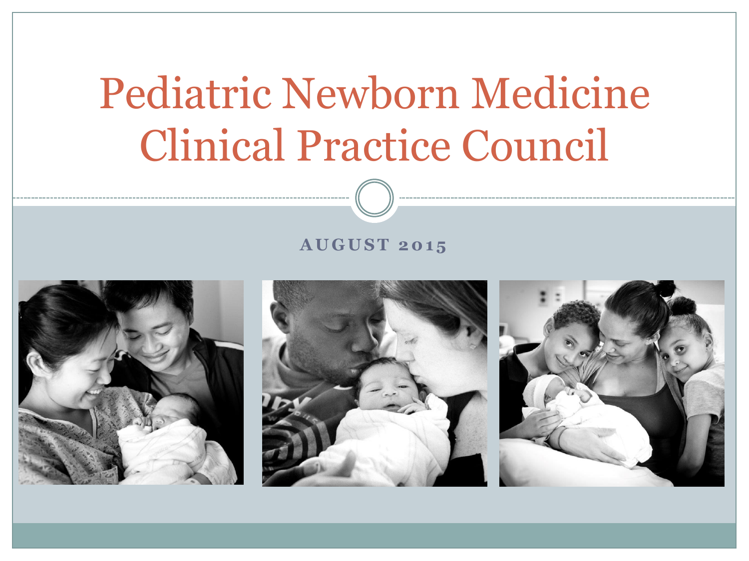# Pediatric Newborn Medicine Clinical Practice Council

AUGUST 2015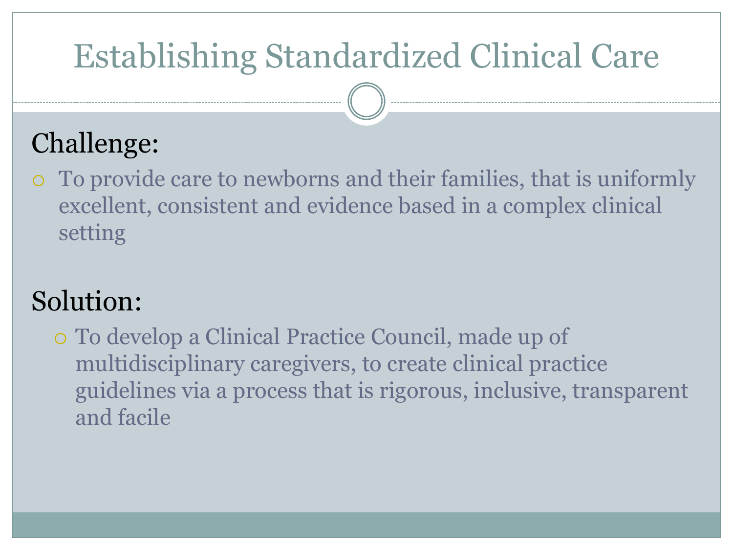# Establishing Standardized Clinical Care

## Challenge:

- To provide care to newborns and their families, that is uniformly excellent, consistent and evidence based in a complex clinical setting

## Solution:

- To develop a Clinical Practice Council, made up of multidisciplinary caregivers, to create clinical practice guidelines via a process that is rigorous, inclusive, transparent and facile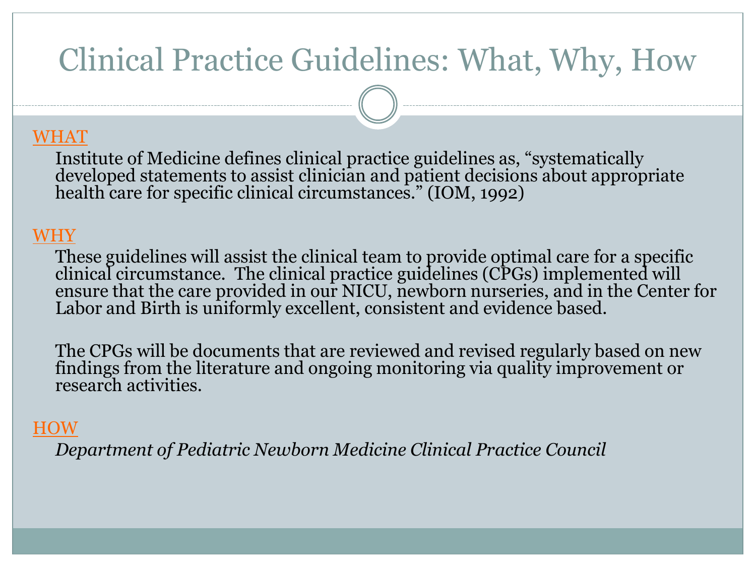# Clinical Practice Guidelines: What, Why, How

## WHAT

Institute of Medicine defines clinical practice guidelines as, "systematically developed statements to assist clinician and patient decisions about appropriate health care for specific clinical circumstances." (IOM, 1992)

## WHY

These guidelines will assist the clinical team to provide optimal care for a specific clinical circumstance. The clinical practice guidelines (CPGs) implemented will ensure that the care provided in our NICU, newborn nurseries, and in the Center for Labor and Birth is uniformly excellent, consistent and evidence based.

The CPGs will be documents that are reviewed and revised regularly based on new findings from the literature and ongoing monitoring via quality improvement or research activities.

## HOW

*Department of Pediatric Newborn Medicine Clinical Practice Council*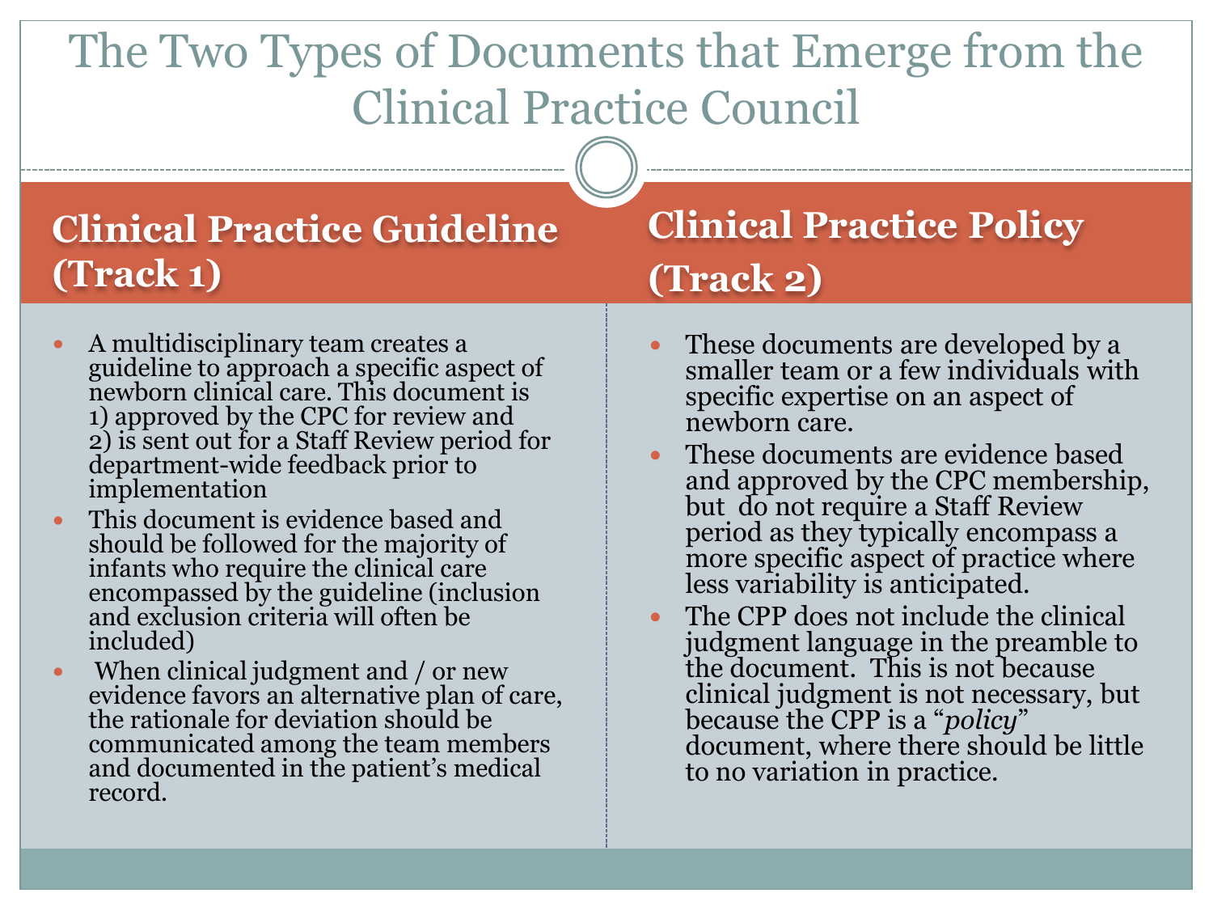# The Two Types of Documents that Emerge from the Clinical Practice Council

## Clinical Practice Guideline (Track 1)

- A multidisciplinary team creates a guideline to approach a specific aspect of newborn clinical care. This document is 1) approved by the CPC for review and 2) is sent out for a Staff Review period for department-wide feedback prior to implementation
- This document is evidence based and should be followed for the majority of infants who require the clinical care encompassed by the guideline (inclusion and exclusion criteria will often be included)
- When clinical judgment and / or new evidence favors an alternative plan of care, the rationale for deviation should be communicated among the team members and documented in the patient's medical record.

## Clinical Practice Policy (Track 2)

- These documents are developed by a smaller team or a few individuals with specific expertise on an aspect of newborn care.
- These documents are evidence based and approved by the CPC membership, but do not require a Staff Review period as they typically encompass a more specific aspect of practice where less variability is anticipated.
- The CPP does not include the clinical judgment language in the preamble to the document. This is not because clinical judgment is not necessary, but because the CPP is a "*policy*" document, where there should be little to no variation in practice.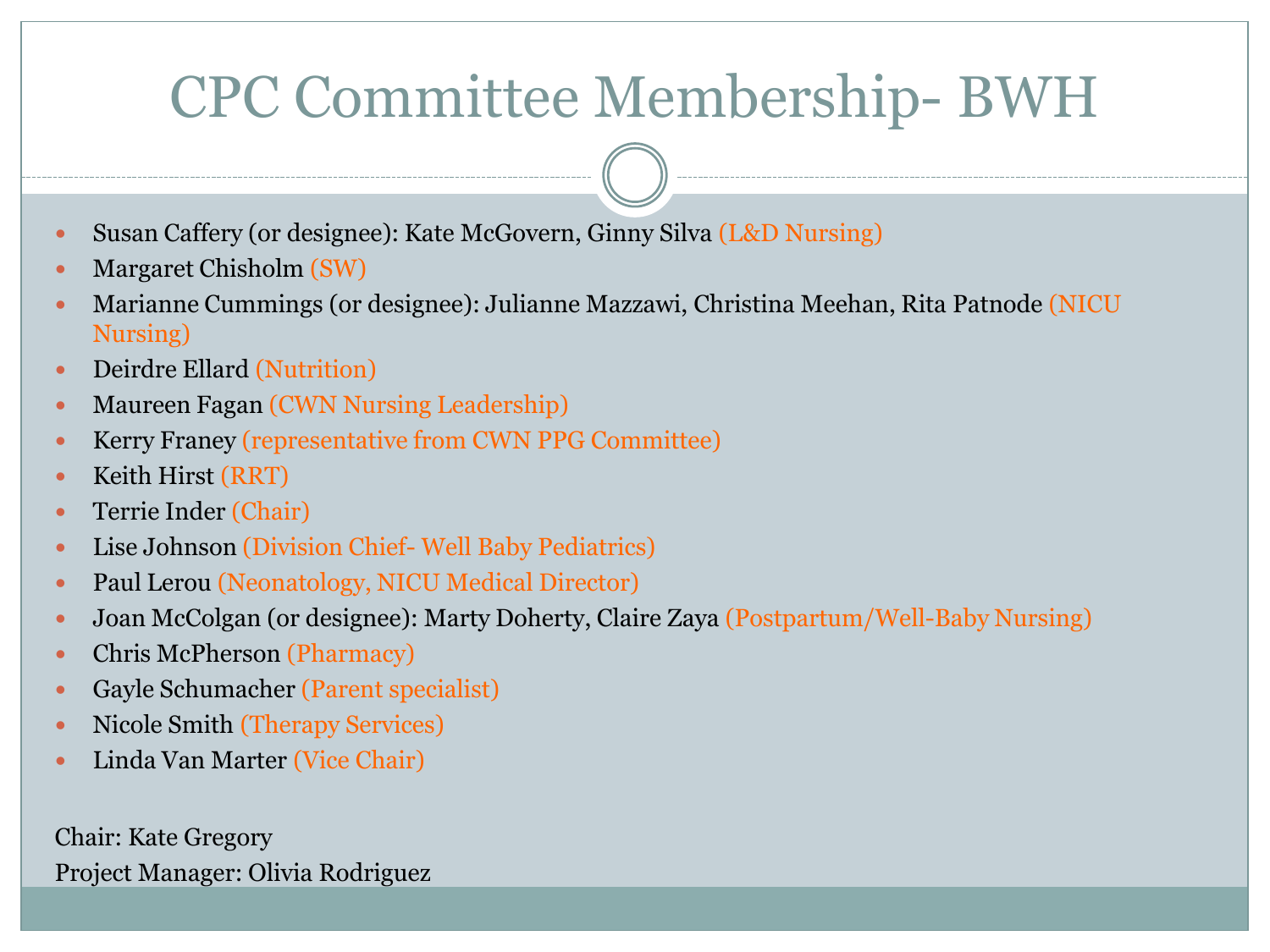# CPC Committee Membership- BWH

- Susan Caffery (or designee): Kate McGovern, Ginny Silva (L&D Nursing)
- Margaret Chisholm (SW)
- Marianne Cummings (or designee): Julianne Mazzawi, Christina Meehan, Rita Patnode (NICU Nursing)
- Deirdre Ellard (Nutrition)
- Maureen Fagan (CWN Nursing Leadership)
- Kerry Franey (representative from CWN PPG Committee)
- Keith Hirst (RRT)
- Terrie Inder (Chair)
- Lise Johnson (Division Chief- Well Baby Pediatrics)
- Paul Lerou (Neonatology, NICU Medical Director)
- Joan McColgan (or designee): Marty Doherty, Claire Zaya (Postpartum/Well-Baby Nursing)
- Chris McPherson (Pharmacy)
- Gayle Schumacher (Parent specialist)
- Nicole Smith (Therapy Services)
- Linda Van Marter (Vice Chair)

Chair: Kate Gregory
Project Manager: Olivia Rodriguez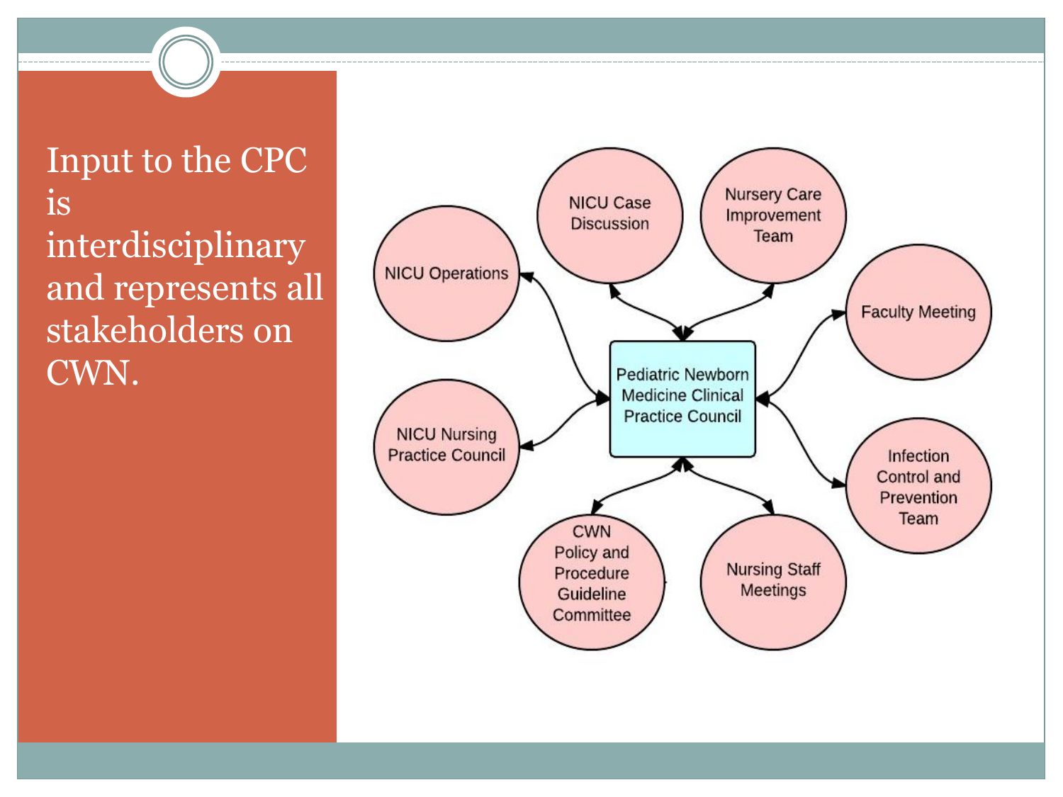# Input to the CPC is interdisciplinary and represents all stakeholders on CWN.

- Pediatric Newborn Medicine Clinical Practice Council
  - NICU Operations
  - NICU Case Discussion
  - Nursery Care Improvement Team
  - Faculty Meeting
  - Infection Control and Prevention Team
  - Nursing Staff Meetings
  - CWN Policy and Procedure Guideline Committee
  - NICU Nursing Practice Council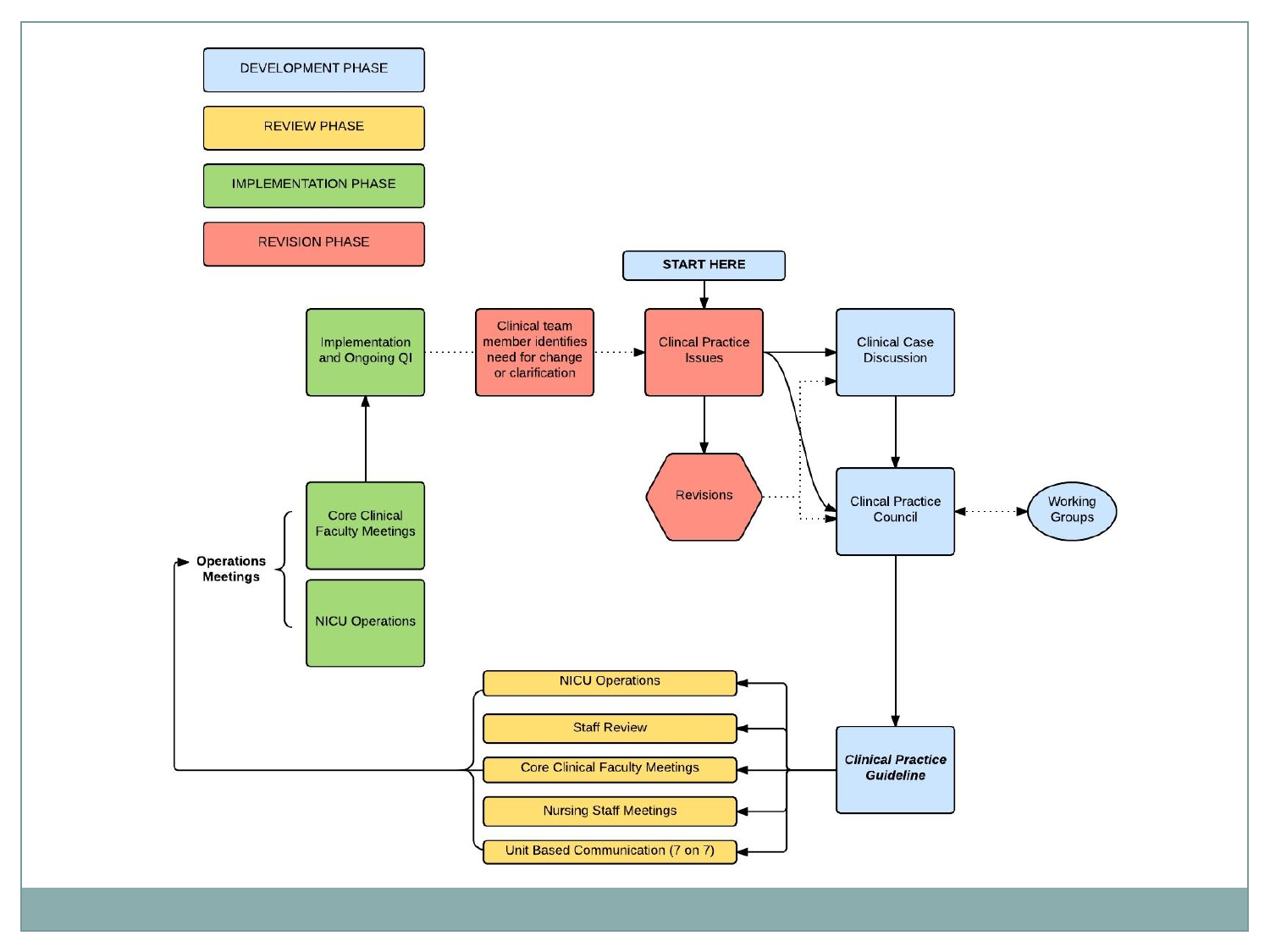DEVELOPMENT PHASE

REVIEW PHASE

IMPLEMENTATION PHASE

REVISION PHASE

START HERE

Implementation and Ongoing QI

Clinical team member identifies need for change or clarification

Clincal Practice Issues

Clinical Case Discussion

Revisions

Clincal Practice Council

Working Groups

Core Clinical Faculty Meetings

NICU Operations

Operations Meetings

NICU Operations

Staff Review

Core Clinical Faculty Meetings

Nursing Staff Meetings

Unit Based Communication (7 on 7)

***Clinical Practice Guideline***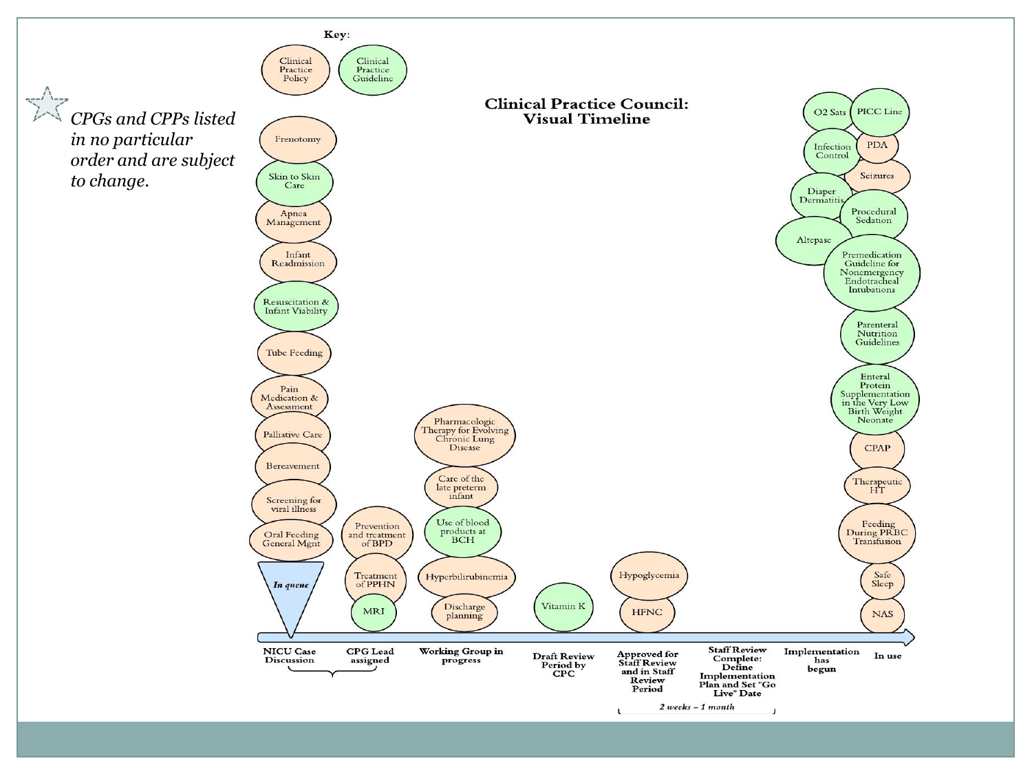# Clinical Practice Council: Visual Timeline

**Key:**

- Clinical Practice Policy
- Clinical Practice Guideline

*CPGs and CPPs listed in no particular order and are subject to change.*

**NICU Case Discussion** (*In queue*)

- Frenotomy
- Skin to Skin Care
- Apnea Management
- Infant Readmission
- Resuscitation & Infant Viability
- Tube Feeding
- Pain Medication & Assessment
- Palliative Care
- Bereavement
- Screening for viral illness
- Oral Feeding General Mgnt

**CPG Lead assigned**

- Prevention and treatment of BPD
- Treatment of PPHN
- MRI

**Working Group in progress**

- Pharmacologic Therapy for Evolving Chronic Lung Disease
- Care of the late preterm infant
- Use of blood products at BCH
- Hyperbilirubinemia
- Discharge planning

**Draft Review Period by CPC**

- Vitamin K

**Approved for Staff Review and in Staff Review Period**

- Hypoglycemia
- HFNC

**Staff Review Complete: Define Implementation Plan and Set "Go Live" Date**

*2 weeks – 1 month*

**Implementation has begun**

- O2 Sats
- Infection Control
- Diaper Dermatitis
- Altepase

**In use**

- PICC Line
- PDA
- Seizures
- Procedural Sedation
- Premedication Guideline for Nonemergency Endotracheal Intubations
- Parenteral Nutrition Guidelines
- Enteral Protein Supplementation in the Very Low Birth Weight Neonate
- CPAP
- Therapeutic HT
- Feeding During PRBC Transfusion
- Safe Sleep
- NAS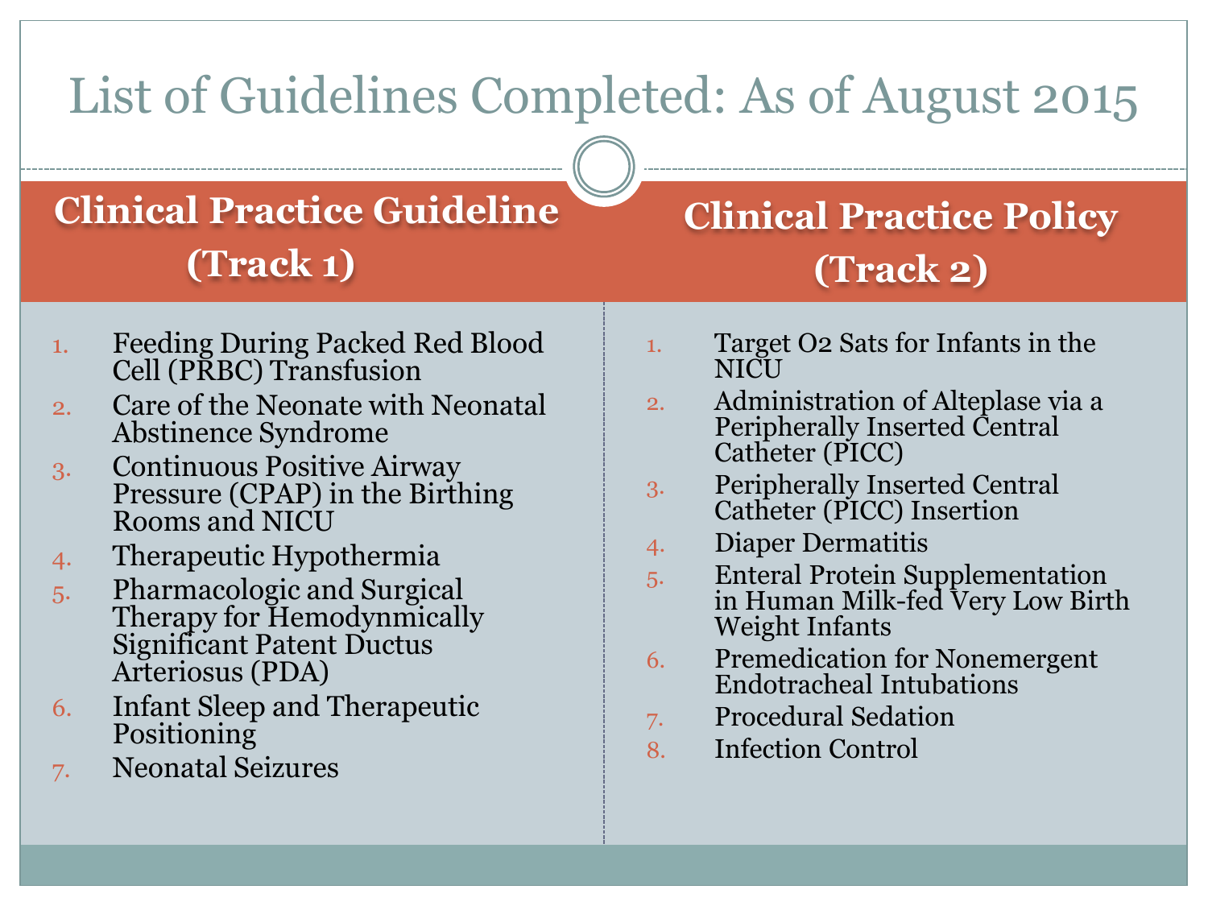# List of Guidelines Completed: As of August 2015

## Clinical Practice Guideline (Track 1)

1. Feeding During Packed Red Blood Cell (PRBC) Transfusion
2. Care of the Neonate with Neonatal Abstinence Syndrome
3. Continuous Positive Airway Pressure (CPAP) in the Birthing Rooms and NICU
4. Therapeutic Hypothermia
5. Pharmacologic and Surgical Therapy for Hemodynmically Significant Patent Ductus Arteriosus (PDA)
6. Infant Sleep and Therapeutic Positioning
7. Neonatal Seizures

## Clinical Practice Policy (Track 2)

1. Target O2 Sats for Infants in the NICU
2. Administration of Alteplase via a Peripherally Inserted Central Catheter (PICC)
3. Peripherally Inserted Central Catheter (PICC) Insertion
4. Diaper Dermatitis
5. Enteral Protein Supplementation in Human Milk-fed Very Low Birth Weight Infants
6. Premedication for Nonemergent Endotracheal Intubations
7. Procedural Sedation
8. Infection Control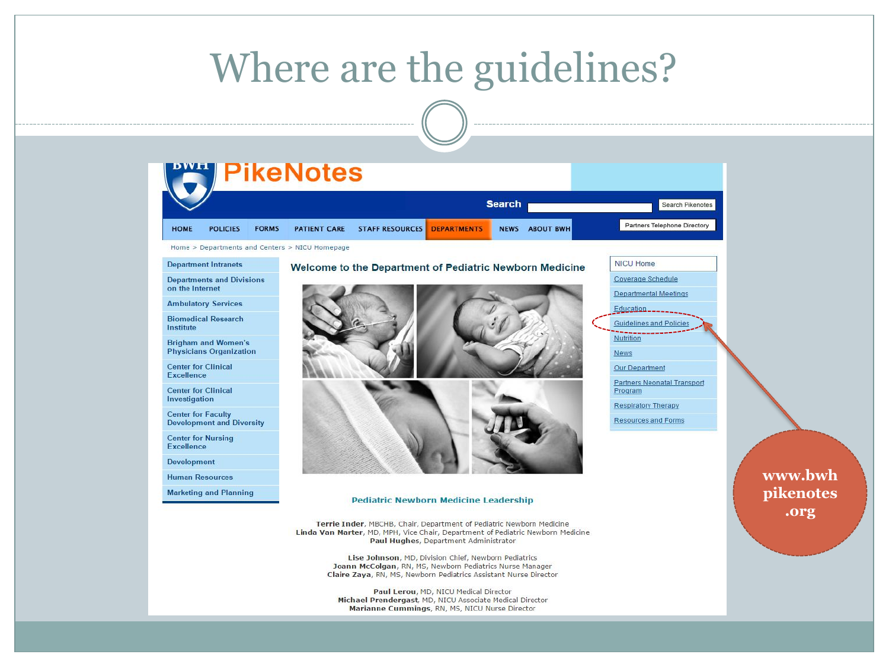# Where are the guidelines?

PikeNotes

Search | Search Pikenotes

HOME | POLICIES | FORMS | PATIENT CARE | STAFF RESOURCES | DEPARTMENTS | NEWS | ABOUT BWH

Partners Telephone Directory

Home > Departments and Centers > NICU Homepage

- Department Intranets
- Departments and Divisions on the Internet
- Ambulatory Services
- Biomedical Research Institute
- Brigham and Women's Physicians Organization
- Center for Clinical Excellence
- Center for Clinical Investigation
- Center for Faculty Development and Diversity
- Center for Nursing Excellence
- Development
- Human Resources
- Marketing and Planning

## Welcome to the Department of Pediatric Newborn Medicine

### Pediatric Newborn Medicine Leadership

**Terrie Inder**, MBCHB, Chair, Department of Pediatric Newborn Medicine
**Linda Van Marter**, MD, MPH, Vice Chair, Department of Pediatric Newborn Medicine
**Paul Hughes**, Department Administrator

**Lise Johnson**, MD, Division Chief, Newborn Pediatrics
**Joann McColgan**, RN, MS, Newborn Pediatrics Nurse Manager
**Claire Zaya**, RN, MS, Newborn Pediatrics Assistant Nurse Director

**Paul Lerou**, MD, NICU Medical Director
**Michael Prendergast**, MD, NICU Associate Medical Director
**Marianne Cummings**, RN, MS, NICU Nurse Director

- NICU Home
- Coverage Schedule
- Departmental Meetings
- Education
- Guidelines and Policies
- Nutrition
- News
- Our Department
- Partners Neonatal Transport Program
- Respiratory Therapy
- Resources and Forms

www.bwhpikenotes.org